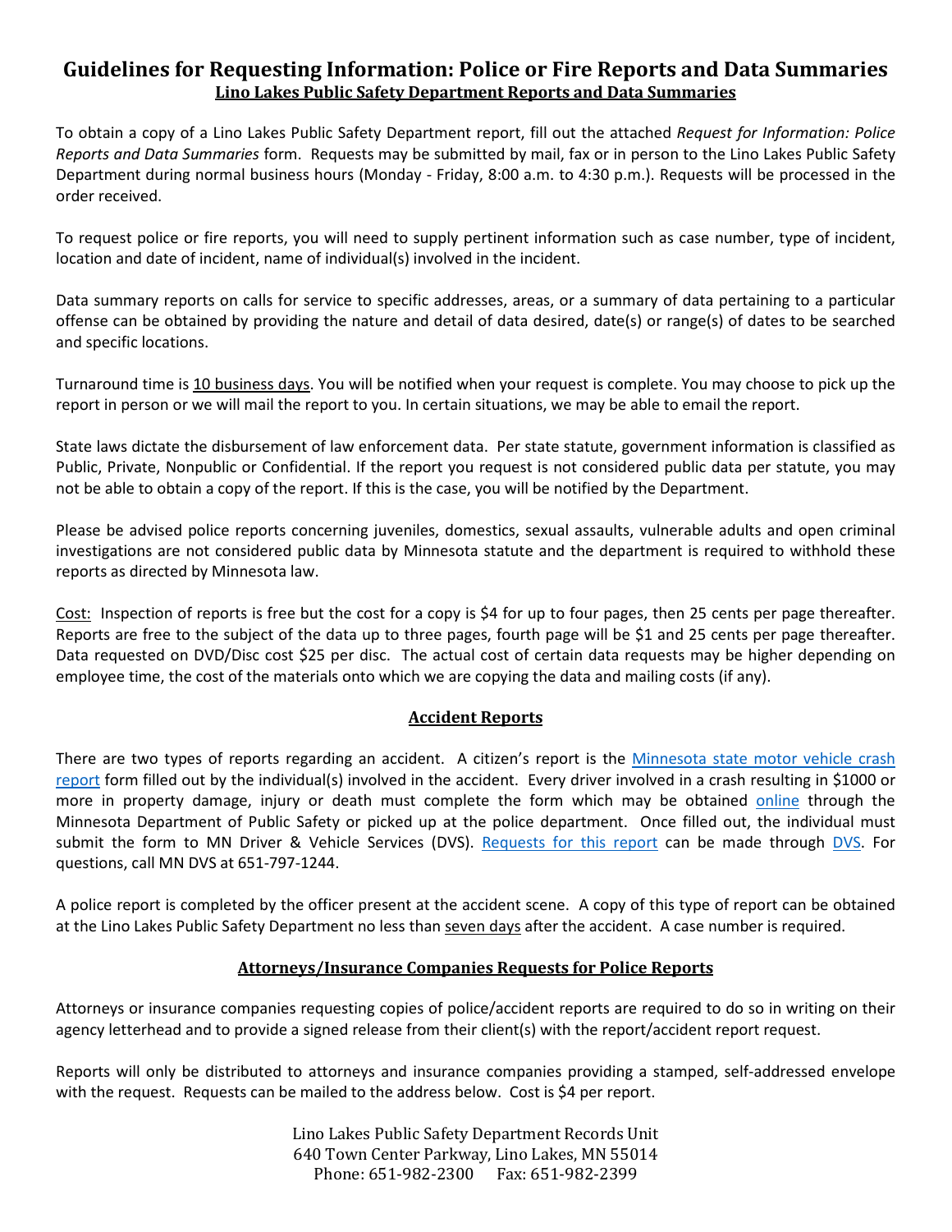# Guidelines for Requesting Information: Police or Fire Reports and Data Summaries

## Lino Lakes Public Safety Department Reports and Data Summaries

To obtain a copy of a Lino Lakes Public Safety Department report, fill out the attached *Request for Information: Police Reports and Data Summaries* form. Requests may be submitted by mail, fax or in person to the Lino Lakes Public Safety Department during normal business hours (Monday - Friday, 8:00 a.m. to 4:30 p.m.). Requests will be processed in the order received.

To request police or fire reports, you will need to supply pertinent information such as case number, type of incident, location and date of incident, name of individual(s) involved in the incident.

Data summary reports on calls for service to specific addresses, areas, or a summary of data pertaining to a particular offense can be obtained by providing the nature and detail of data desired, date(s) or range(s) of dates to be searched and specific locations.

Turnaround time is 10 business days. You will be notified when your request is complete. You may choose to pick up the report in person or we will mail the report to you. In certain situations, we may be able to email the report.

State laws dictate the disbursement of law enforcement data. Per state statute, government information is classified as Public, Private, Nonpublic or Confidential. If the report you request is not considered public data per statute, you may not be able to obtain a copy of the report. If this is the case, you will be notified by the Department.

Please be advised police reports concerning juveniles, domestics, sexual assaults, vulnerable adults and open criminal investigations are not considered public data by Minnesota statute and the department is required to withhold these reports as directed by Minnesota law.

Cost: Inspection of reports is free but the cost for a copy is $4 for up to four pages, then 25 cents per page thereafter. Reports are free to the subject of the data up to three pages, fourth page will be $1 and 25 cents per page thereafter. Data requested on DVD/Disc cost $25 per disc. The actual cost of certain data requests may be higher depending on employee time, the cost of the materials onto which we are copying the data and mailing costs (if any).

## Accident Reports

There are two types of reports regarding an accident. A citizen's report is the Minnesota state motor vehicle crash report form filled out by the individual(s) involved in the accident. Every driver involved in a crash resulting in $1000 or more in property damage, injury or death must complete the form which may be obtained online through the Minnesota Department of Public Safety or picked up at the police department. Once filled out, the individual must submit the form to MN Driver & Vehicle Services (DVS). Requests for this report can be made through DVS. For questions, call MN DVS at 651-797-1244.

A police report is completed by the officer present at the accident scene. A copy of this type of report can be obtained at the Lino Lakes Public Safety Department no less than seven days after the accident. A case number is required.

## Attorneys/Insurance Companies Requests for Police Reports

Attorneys or insurance companies requesting copies of police/accident reports are required to do so in writing on their agency letterhead and to provide a signed release from their client(s) with the report/accident report request.

Reports will only be distributed to attorneys and insurance companies providing a stamped, self-addressed envelope with the request. Requests can be mailed to the address below. Cost is $4 per report.

Lino Lakes Public Safety Department Records Unit
640 Town Center Parkway, Lino Lakes, MN 55014
Phone: 651-982-2300 Fax: 651-982-2399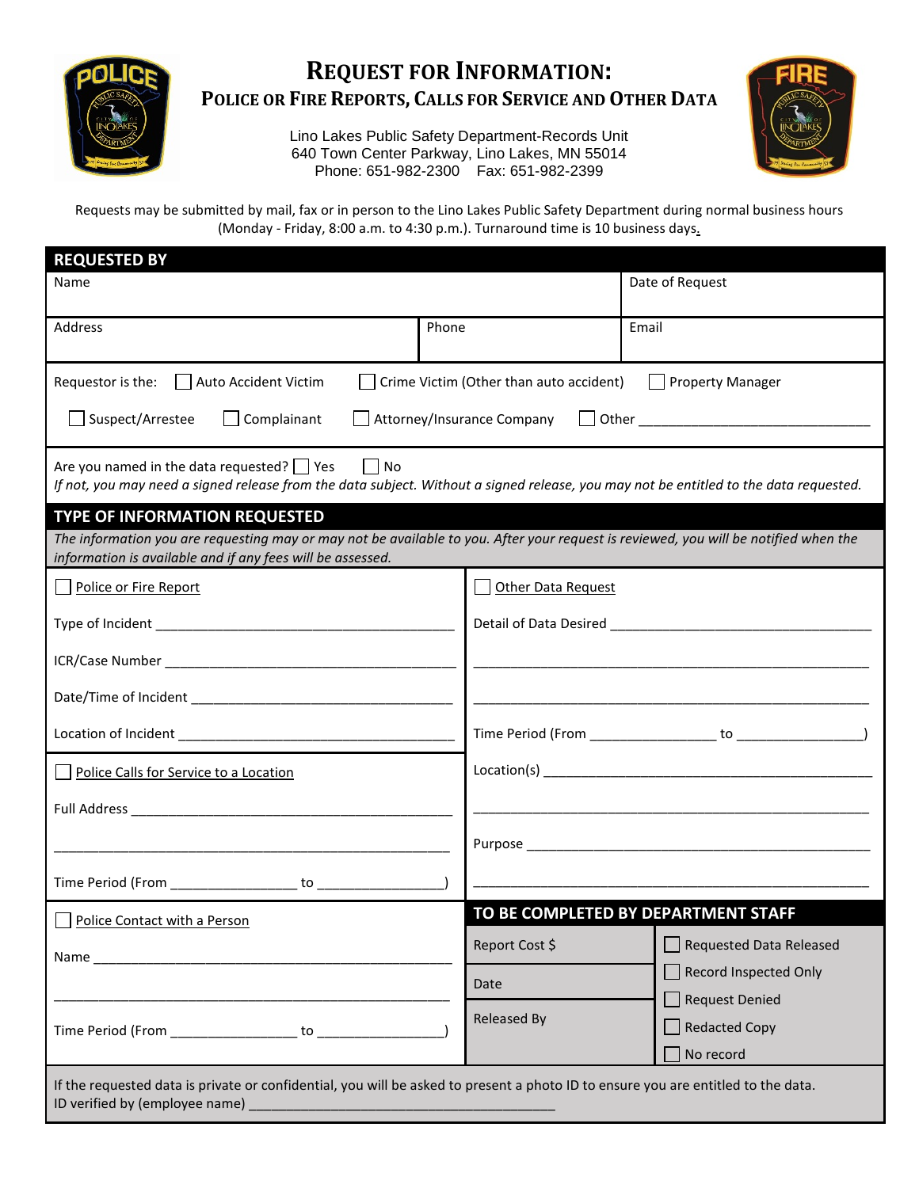# REQUEST FOR INFORMATION:

## POLICE OR FIRE REPORTS, CALLS FOR SERVICE AND OTHER DATA

Lino Lakes Public Safety Department-Records Unit
640 Town Center Parkway, Lino Lakes, MN 55014
Phone: 651-982-2300 Fax: 651-982-2399

Requests may be submitted by mail, fax or in person to the Lino Lakes Public Safety Department during normal business hours (Monday - Friday, 8:00 a.m. to 4:30 p.m.). Turnaround time is 10 business days.

## REQUESTED BY

| | | |
|---|---|---|
| Name | | Date of Request |
| Address | Phone | Email |

Requestor is the: ☐ Auto Accident Victim ☐ Crime Victim (Other than auto accident) ☐ Property Manager

☐ Suspect/Arrestee ☐ Complainant ☐ Attorney/Insurance Company ☐ Other ______________________________

Are you named in the data requested? ☐ Yes ☐ No

*If not, you may need a signed release from the data subject. Without a signed release, you may not be entitled to the data requested.*

## TYPE OF INFORMATION REQUESTED

*The information you are requesting may or may not be available to you. After your request is reviewed, you will be notified when the information is available and if any fees will be assessed.*

☐ Police or Fire Report

Type of Incident ________________________________________

ICR/Case Number ________________________________________

Date/Time of Incident ____________________________________

Location of Incident _____________________________________

☐ Police Calls for Service to a Location

Full Address ____________________________________________

_______________________________________________________

Time Period (From ________________ to ________________)

☐ Police Contact with a Person

Name __________________________________________________

_______________________________________________________

Time Period (From ________________ to ________________)

☐ Other Data Request

Detail of Data Desired ___________________________________

_______________________________________________________

_______________________________________________________

Time Period (From ________________ to ________________)

Location(s) _____________________________________________

_______________________________________________________

Purpose ________________________________________________

_______________________________________________________

## TO BE COMPLETED BY DEPARTMENT STAFF

| | |
|---|---|
| Report Cost $ | ☐ Requested Data Released |
| Date | ☐ Record Inspected Only |
| Released By | ☐ Request Denied |
| | ☐ Redacted Copy |
| | ☐ No record |

If the requested data is private or confidential, you will be asked to present a photo ID to ensure you are entitled to the data.
ID verified by (employee name) ________________________________________